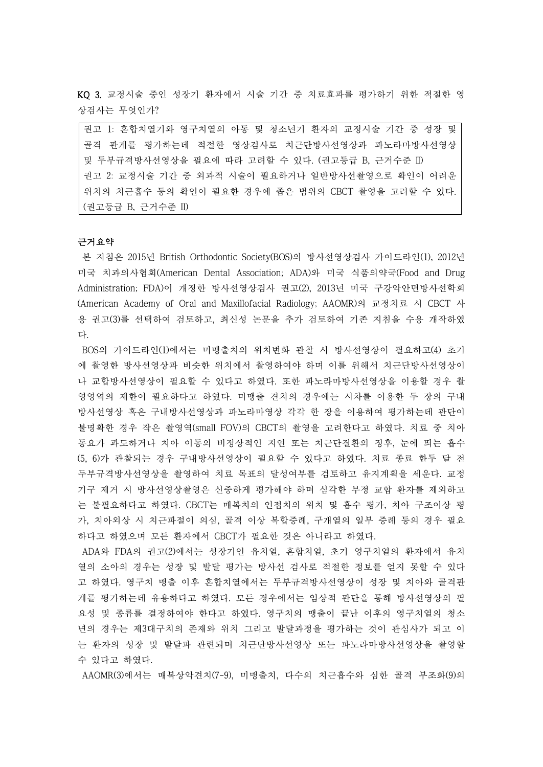**KQ 3.** 교정시술 중인 성장기 환자에서 시술 기간 중 치료효과를 평가하기 위한 적절한 영상검사는 무엇인가?

> 권고 1: 혼합치열기와 영구치열의 아동 및 청소년기 환자의 교정시술 기간 중 성장 및 골격 관계를 평가하는데 적절한 영상검사로 치근단방사선영상과 파노라마방사선영상 및 두부규격방사선영상을 필요에 따라 고려할 수 있다. (권고등급 B, 근거수준 II)
> 권고 2: 교정시술 기간 중 외과적 시술이 필요하거나 일반방사선촬영으로 확인이 어려운 위치의 치근흡수 등의 확인이 필요한 경우에 좁은 범위의 CBCT 촬영을 고려할 수 있다. (권고등급 B, 근거수준 II)

**근거요약**

본 지침은 2015년 British Orthodontic Society(BOS)의 방사선영상검사 가이드라인(1), 2012년 미국 치과의사협회(American Dental Association; ADA)와 미국 식품의약국(Food and Drug Administration; FDA)이 개정한 방사선영상검사 권고(2), 2013년 미국 구강악안면방사선학회(American Academy of Oral and Maxillofacial Radiology; AAOMR)의 교정치료 시 CBCT 사용 권고(3)를 선택하여 검토하고, 최신성 논문을 추가 검토하여 기존 지침을 수용 개작하였다.

BOS의 가이드라인(1)에서는 미맹출치의 위치변화 관찰 시 방사선영상이 필요하고(4) 초기에 촬영한 방사선영상과 비슷한 위치에서 촬영하여야 하며 이를 위해서 치근단방사선영상이나 교합방사선영상이 필요할 수 있다고 하였다. 또한 파노라마방사선영상을 이용할 경우 촬영영역의 제한이 필요하다고 하였다. 미맹출 견치의 경우에는 시차를 이용한 두 장의 구내방사선영상 혹은 구내방사선영상과 파노라마영상 각각 한 장을 이용하여 평가하는데 판단이 불명확한 경우 작은 촬영역(small FOV)의 CBCT의 촬영을 고려한다고 하였다. 치료 중 치아동요가 과도하거나 치아 이동의 비정상적인 지연 또는 치근단질환의 징후, 눈에 띄는 흡수(5, 6)가 관찰되는 경우 구내방사선영상이 필요할 수 있다고 하였다. 치료 종료 한두 달 전 두부규격방사선영상을 촬영하여 치료 목표의 달성여부를 검토하고 유지계획을 세운다. 교정기구 제거 시 방사선영상촬영은 신중하게 평가해야 하며 심각한 부정 교합 환자를 제외하고는 불필요하다고 하였다. CBCT는 매복치의 인접치의 위치 및 흡수 평가, 치아 구조이상 평가, 치아외상 시 치근파절이 의심, 골격 이상 복합증례, 구개열의 일부 증례 등의 경우 필요하다고 하였으며 모든 환자에서 CBCT가 필요한 것은 아니라고 하였다.

ADA와 FDA의 권고(2)에서는 성장기인 유치열, 혼합치열, 초기 영구치열의 환자에서 유치열의 소아의 경우는 성장 및 발달 평가는 방사선 검사로 적절한 정보를 얻지 못할 수 있다고 하였다. 영구치 맹출 이후 혼합치열에서는 두부규격방사선영상이 성장 및 치아와 골격관계를 평가하는데 유용하다고 하였다. 모든 경우에서는 임상적 판단을 통해 방사선영상의 필요성 및 종류를 결정하여야 한다고 하였다. 영구치의 맹출이 끝난 이후의 영구치열의 청소년의 경우는 제3대구치의 존재와 위치 그리고 발달과정을 평가하는 것이 관심사가 되고 이는 환자의 성장 및 발달과 관련되며 치근단방사선영상 또는 파노라마방사선영상을 촬영할 수 있다고 하였다.

AAOMR(3)에서는 매복상악견치(7-9), 미맹출치, 다수의 치근흡수와 심한 골격 부조화(9)의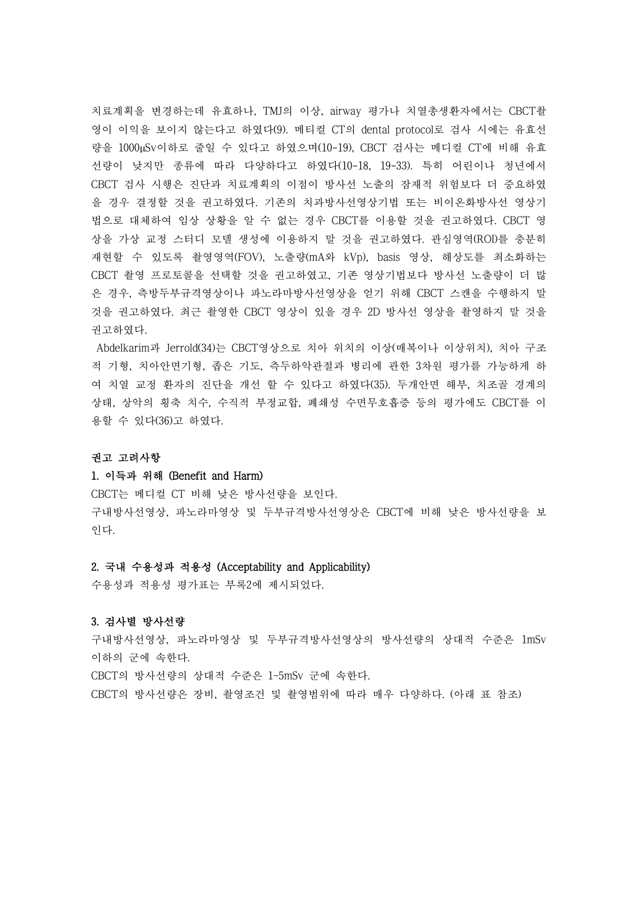치료계획을 변경하는데 유효하나, TMJ의 이상, airway 평가나 치열총생환자에서는 CBCT촬영이 이익을 보이지 않는다고 하였다(9). 메티컬 CT의 dental protocol로 검사 시에는 유효선량을 1000μSv이하로 줄일 수 있다고 하였으며(10-19), CBCT 검사는 메디컬 CT에 비해 유효선량이 낮지만 종류에 따라 다양하다고 하였다(10-18, 19-33). 특히 어린이나 청년에서 CBCT 검사 시행은 진단과 치료계획의 이점이 방사선 노출의 잠재적 위험보다 더 중요하였을 경우 결정할 것을 권고하였다. 기존의 치과방사선영상기법 또는 비이온화방사선 영상기법으로 대체하여 임상 상황을 알 수 없는 경우 CBCT를 이용할 것을 권고하였다. CBCT 영상을 가상 교정 스터디 모델 생성에 이용하지 말 것을 권고하였다. 관심영역(ROI)를 충분히 재현할 수 있도록 촬영영역(FOV), 노출량(mA와 kVp), basis 영상, 해상도를 최소화하는 CBCT 촬영 프로토콜을 선택할 것을 권고하였고, 기존 영상기법보다 방사선 노출량이 더 많은 경우, 측방두부규격영상이나 파노라마방사선영상을 얻기 위해 CBCT 스캔을 수행하지 말 것을 권고하였다. 최근 촬영한 CBCT 영상이 있을 경우 2D 방사선 영상을 촬영하지 말 것을 권고하였다.

Abdelkarim과 Jerrold(34)는 CBCT영상으로 치아 위치의 이상(매복이나 이상위치), 치아 구조적 기형, 치아안면기형, 좁은 기도, 측두하악관절과 병리에 관한 3차원 평가를 가능하게 하여 치열 교정 환자의 진단을 개선 할 수 있다고 하였다(35). 두개안면 해부, 치조골 경계의 상태, 상악의 횡축 치수, 수직적 부정교합, 폐쇄성 수면무호흡증 등의 평가에도 CBCT를 이용할 수 있다(36)고 하였다.

**권고 고려사항**

**1. 이득과 위해 (Benefit and Harm)**

CBCT는 메디컬 CT 비해 낮은 방사선량을 보인다.

구내방사선영상, 파노라마영상 및 두부규격방사선영상은 CBCT에 비해 낮은 방사선량을 보인다.

**2. 국내 수용성과 적용성 (Acceptability and Applicability)**

수용성과 적용성 평가표는 부록2에 제시되었다.

**3. 검사별 방사선량**

구내방사선영상, 파노라마영상 및 두부규격방사선영상의 방사선량의 상대적 수준은 1mSv 이하의 군에 속한다.

CBCT의 방사선량의 상대적 수준은 1~5mSv 군에 속한다.

CBCT의 방사선량은 장비, 촬영조건 및 촬영범위에 따라 매우 다양하다. (아래 표 참조)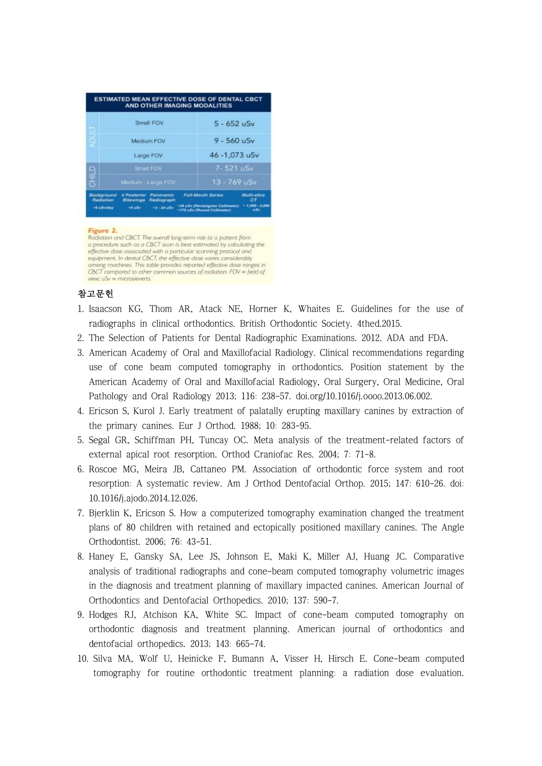| ESTIMATED MEAN EFFECTIVE DOSE OF DENTAL CBCT AND OTHER IMAGING MODALITIES | | |
|---|---|---|
| ADULT | Small FOV | 5 - 652 uSv |
| | Medium FOV | 9 - 560 uSv |
| | Large FOV | 46 -1,073 uSv |
| CHILD | Small FOV | 7- 521 uSv |
| | Medium - Large FOV | 13 - 769 uSv |

| Background Radiation | 4 Posterior Bitewings | Panoramic Radiograph | Full-Mouth Series | Multi-slice CT |
|---|---|---|---|---|
| ~8 uSv/day | ~5 uSv | ~3 - 24 uSv | ~34 uSv (Rectangular Collimator) ~170 uSv (Round Collimator) | ~1,000 - 2,000 uSv |

**Figure 2.**
Radiation and CBCT. The overall long-term risk to a patient from a procedure such as a CBCT scan is best estimated by calculating the effective dose associated with a particular scanning protocol and equipment. In dental CBCT, the effective dose varies considerably among machines. This table provides reported effective dose ranges in CBCT compared to other common sources of radiation. FOV = field of view; uSv = microsieverts.

**참고문헌**

1. Isaacson KG, Thom AR, Atack NE, Horner K, Whaites E. Guidelines for the use of radiographs in clinical orthodontics. British Orthodontic Society. 4thed.2015.
2. The Selection of Patients for Dental Radiographic Examinations. 2012. ADA and FDA.
3. American Academy of Oral and Maxillofacial Radiology. Clinical recommendations regarding use of cone beam computed tomography in orthodontics. Position statement by the American Academy of Oral and Maxillofacial Radiology, Oral Surgery, Oral Medicine, Oral Pathology and Oral Radiology 2013; 116: 238-57. doi.org/10.1016/j.oooo.2013.06.002.
4. Ericson S, Kurol J. Early treatment of palatally erupting maxillary canines by extraction of the primary canines. Eur J Orthod. 1988; 10: 283-95.
5. Segal GR, Schiffman PH, Tuncay OC. Meta analysis of the treatment-related factors of external apical root resorption. Orthod Craniofac Res. 2004; 7: 71-8.
6. Roscoe MG, Meira JB, Cattaneo PM. Association of orthodontic force system and root resorption: A systematic review. Am J Orthod Dentofacial Orthop. 2015; 147: 610-26. doi: 10.1016/j.ajodo.2014.12.026.
7. Bjerklin K, Ericson S. How a computerized tomography examination changed the treatment plans of 80 children with retained and ectopically positioned maxillary canines. The Angle Orthodontist. 2006; 76: 43-51.
8. Haney E, Gansky SA, Lee JS, Johnson E, Maki K, Miller AJ, Huang JC. Comparative analysis of traditional radiographs and cone-beam computed tomography volumetric images in the diagnosis and treatment planning of maxillary impacted canines. American Journal of Orthodontics and Dentofacial Orthopedics. 2010; 137: 590-7.
9. Hodges RJ, Atchison KA, White SC. Impact of cone-beam computed tomography on orthodontic diagnosis and treatment planning. American journal of orthodontics and dentofacial orthopedics. 2013; 143: 665-74.
10. Silva MA, Wolf U, Heinicke F, Bumann A, Visser H, Hirsch E. Cone-beam computed tomography for routine orthodontic treatment planning: a radiation dose evaluation.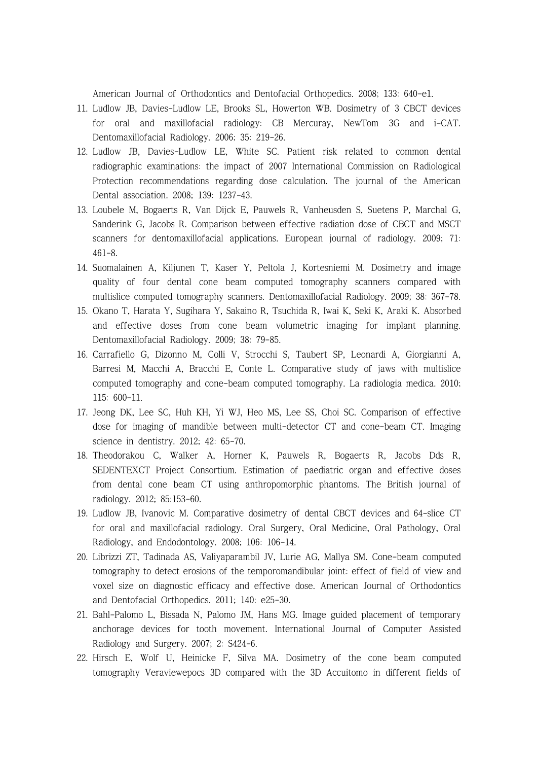American Journal of Orthodontics and Dentofacial Orthopedics. 2008; 133: 640-e1.

11. Ludlow JB, Davies-Ludlow LE, Brooks SL, Howerton WB. Dosimetry of 3 CBCT devices for oral and maxillofacial radiology: CB Mercuray, NewTom 3G and i-CAT. Dentomaxillofacial Radiology. 2006; 35: 219-26.
12. Ludlow JB, Davies-Ludlow LE, White SC. Patient risk related to common dental radiographic examinations: the impact of 2007 International Commission on Radiological Protection recommendations regarding dose calculation. The journal of the American Dental association. 2008; 139: 1237-43.
13. Loubele M, Bogaerts R, Van Dijck E, Pauwels R, Vanheusden S, Suetens P, Marchal G, Sanderink G, Jacobs R. Comparison between effective radiation dose of CBCT and MSCT scanners for dentomaxillofacial applications. European journal of radiology. 2009; 71: 461-8.
14. Suomalainen A, Kiljunen T, Kaser Y, Peltola J, Kortesniemi M. Dosimetry and image quality of four dental cone beam computed tomography scanners compared with multislice computed tomography scanners. Dentomaxillofacial Radiology. 2009; 38: 367-78.
15. Okano T, Harata Y, Sugihara Y, Sakaino R, Tsuchida R, Iwai K, Seki K, Araki K. Absorbed and effective doses from cone beam volumetric imaging for implant planning. Dentomaxillofacial Radiology. 2009; 38: 79-85.
16. Carrafiello G, Dizonno M, Colli V, Strocchi S, Taubert SP, Leonardi A, Giorgianni A, Barresi M, Macchi A, Bracchi E, Conte L. Comparative study of jaws with multislice computed tomography and cone-beam computed tomography. La radiologia medica. 2010; 115: 600-11.
17. Jeong DK, Lee SC, Huh KH, Yi WJ, Heo MS, Lee SS, Choi SC. Comparison of effective dose for imaging of mandible between multi-detector CT and cone-beam CT. Imaging science in dentistry. 2012; 42: 65-70.
18. Theodorakou C, Walker A, Horner K, Pauwels R, Bogaerts R, Jacobs Dds R, SEDENTEXCT Project Consortium. Estimation of paediatric organ and effective doses from dental cone beam CT using anthropomorphic phantoms. The British journal of radiology. 2012; 85:153-60.
19. Ludlow JB, Ivanovic M. Comparative dosimetry of dental CBCT devices and 64-slice CT for oral and maxillofacial radiology. Oral Surgery, Oral Medicine, Oral Pathology, Oral Radiology, and Endodontology. 2008; 106: 106-14.
20. Librizzi ZT, Tadinada AS, Valiyaparambil JV, Lurie AG, Mallya SM. Cone-beam computed tomography to detect erosions of the temporomandibular joint: effect of field of view and voxel size on diagnostic efficacy and effective dose. American Journal of Orthodontics and Dentofacial Orthopedics. 2011; 140: e25-30.
21. Bahl-Palomo L, Bissada N, Palomo JM, Hans MG. Image guided placement of temporary anchorage devices for tooth movement. International Journal of Computer Assisted Radiology and Surgery. 2007; 2: S424-6.
22. Hirsch E, Wolf U, Heinicke F, Silva MA. Dosimetry of the cone beam computed tomography Veraviewepocs 3D compared with the 3D Accuitomo in different fields of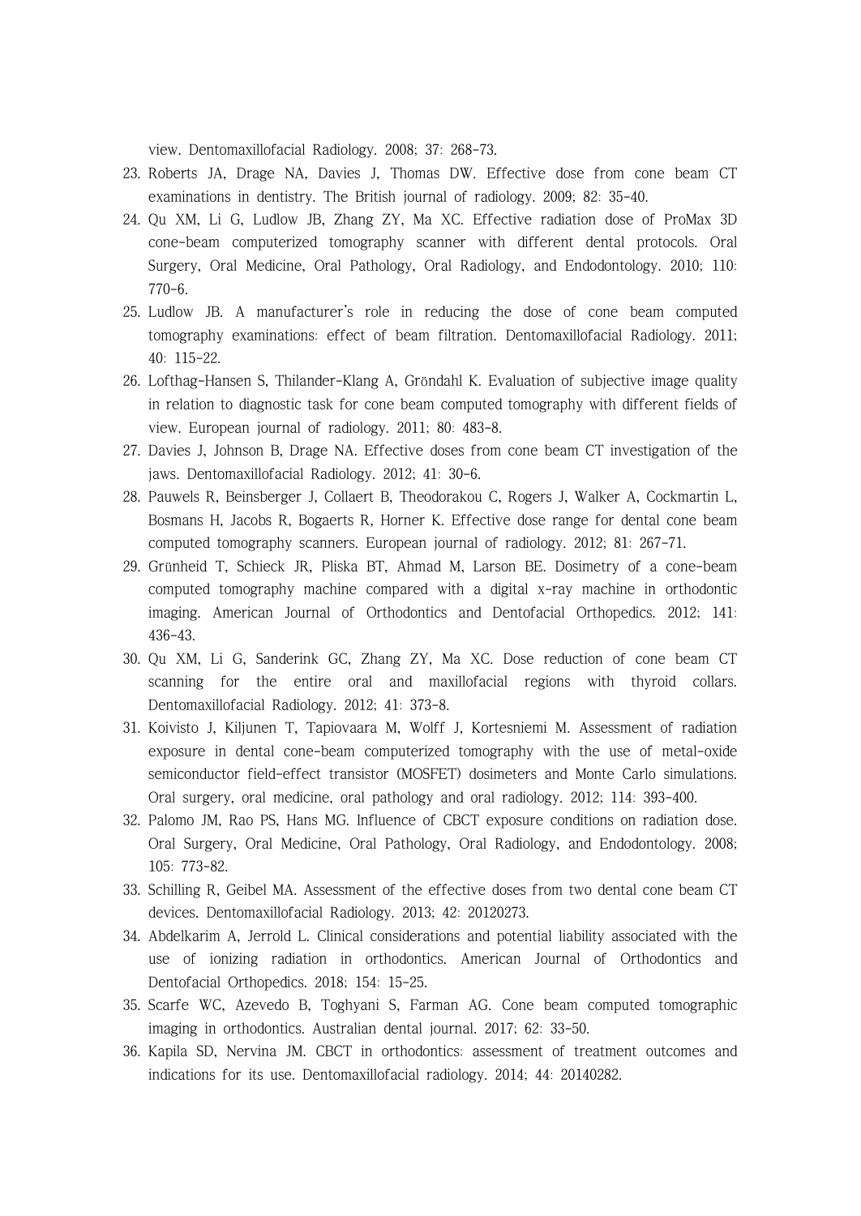view. Dentomaxillofacial Radiology. 2008; 37: 268-73.

23. Roberts JA, Drage NA, Davies J, Thomas DW. Effective dose from cone beam CT examinations in dentistry. The British journal of radiology. 2009; 82: 35-40.
24. Qu XM, Li G, Ludlow JB, Zhang ZY, Ma XC. Effective radiation dose of ProMax 3D cone-beam computerized tomography scanner with different dental protocols. Oral Surgery, Oral Medicine, Oral Pathology, Oral Radiology, and Endodontology. 2010; 110: 770-6.
25. Ludlow JB. A manufacturer's role in reducing the dose of cone beam computed tomography examinations: effect of beam filtration. Dentomaxillofacial Radiology. 2011; 40: 115-22.
26. Lofthag-Hansen S, Thilander-Klang A, Gröndahl K. Evaluation of subjective image quality in relation to diagnostic task for cone beam computed tomography with different fields of view. European journal of radiology. 2011; 80: 483-8.
27. Davies J, Johnson B, Drage NA. Effective doses from cone beam CT investigation of the jaws. Dentomaxillofacial Radiology. 2012; 41: 30-6.
28. Pauwels R, Beinsberger J, Collaert B, Theodorakou C, Rogers J, Walker A, Cockmartin L, Bosmans H, Jacobs R, Bogaerts R, Horner K. Effective dose range for dental cone beam computed tomography scanners. European journal of radiology. 2012; 81: 267-71.
29. Grünheid T, Schieck JR, Pliska BT, Ahmad M, Larson BE. Dosimetry of a cone-beam computed tomography machine compared with a digital x-ray machine in orthodontic imaging. American Journal of Orthodontics and Dentofacial Orthopedics. 2012; 141: 436-43.
30. Qu XM, Li G, Sanderink GC, Zhang ZY, Ma XC. Dose reduction of cone beam CT scanning for the entire oral and maxillofacial regions with thyroid collars. Dentomaxillofacial Radiology. 2012; 41: 373-8.
31. Koivisto J, Kiljunen T, Tapiovaara M, Wolff J, Kortesniemi M. Assessment of radiation exposure in dental cone-beam computerized tomography with the use of metal-oxide semiconductor field-effect transistor (MOSFET) dosimeters and Monte Carlo simulations. Oral surgery, oral medicine, oral pathology and oral radiology. 2012; 114: 393-400.
32. Palomo JM, Rao PS, Hans MG. Influence of CBCT exposure conditions on radiation dose. Oral Surgery, Oral Medicine, Oral Pathology, Oral Radiology, and Endodontology. 2008; 105: 773-82.
33. Schilling R, Geibel MA. Assessment of the effective doses from two dental cone beam CT devices. Dentomaxillofacial Radiology. 2013; 42: 20120273.
34. Abdelkarim A, Jerrold L. Clinical considerations and potential liability associated with the use of ionizing radiation in orthodontics. American Journal of Orthodontics and Dentofacial Orthopedics. 2018; 154: 15-25.
35. Scarfe WC, Azevedo B, Toghyani S, Farman AG. Cone beam computed tomographic imaging in orthodontics. Australian dental journal. 2017; 62: 33-50.
36. Kapila SD, Nervina JM. CBCT in orthodontics: assessment of treatment outcomes and indications for its use. Dentomaxillofacial radiology. 2014; 44: 20140282.